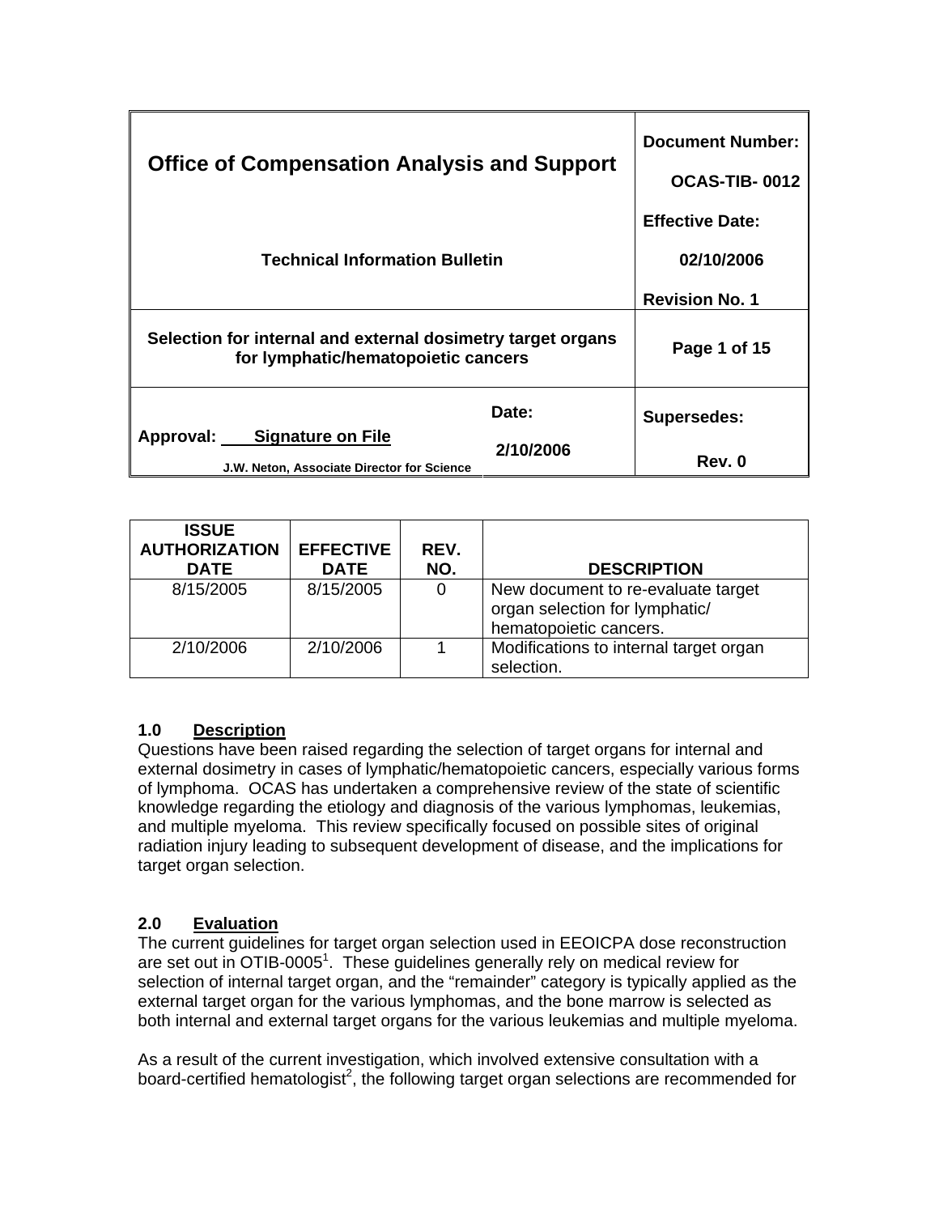| Office of Compensation Analysis and Support | | Document Number: OCAS-TIB- 0012 |
|---|---|---|
| Technical Information Bulletin | | Effective Date: 02/10/2006 |
| | | Revision No. 1 |
| Selection for internal and external dosimetry target organs for lymphatic/hematopoietic cancers | | Page 1 of 15 |
| Approval: Signature on File<br>J.W. Neton, Associate Director for Science | Date: 2/10/2006 | Supersedes: Rev. 0 |

| ISSUE AUTHORIZATION DATE | EFFECTIVE DATE | REV. NO. | DESCRIPTION |
|---|---|---|---|
| 8/15/2005 | 8/15/2005 | 0 | New document to re-evaluate target organ selection for lymphatic/ hematopoietic cancers. |
| 2/10/2006 | 2/10/2006 | 1 | Modifications to internal target organ selection. |

## 1.0 Description

Questions have been raised regarding the selection of target organs for internal and external dosimetry in cases of lymphatic/hematopoietic cancers, especially various forms of lymphoma. OCAS has undertaken a comprehensive review of the state of scientific knowledge regarding the etiology and diagnosis of the various lymphomas, leukemias, and multiple myeloma. This review specifically focused on possible sites of original radiation injury leading to subsequent development of disease, and the implications for target organ selection.

## 2.0 Evaluation

The current guidelines for target organ selection used in EEOICPA dose reconstruction are set out in OTIB-0005[1]. These guidelines generally rely on medical review for selection of internal target organ, and the "remainder" category is typically applied as the external target organ for the various lymphomas, and the bone marrow is selected as both internal and external target organs for the various leukemias and multiple myeloma.

As a result of the current investigation, which involved extensive consultation with a board-certified hematologist[2], the following target organ selections are recommended for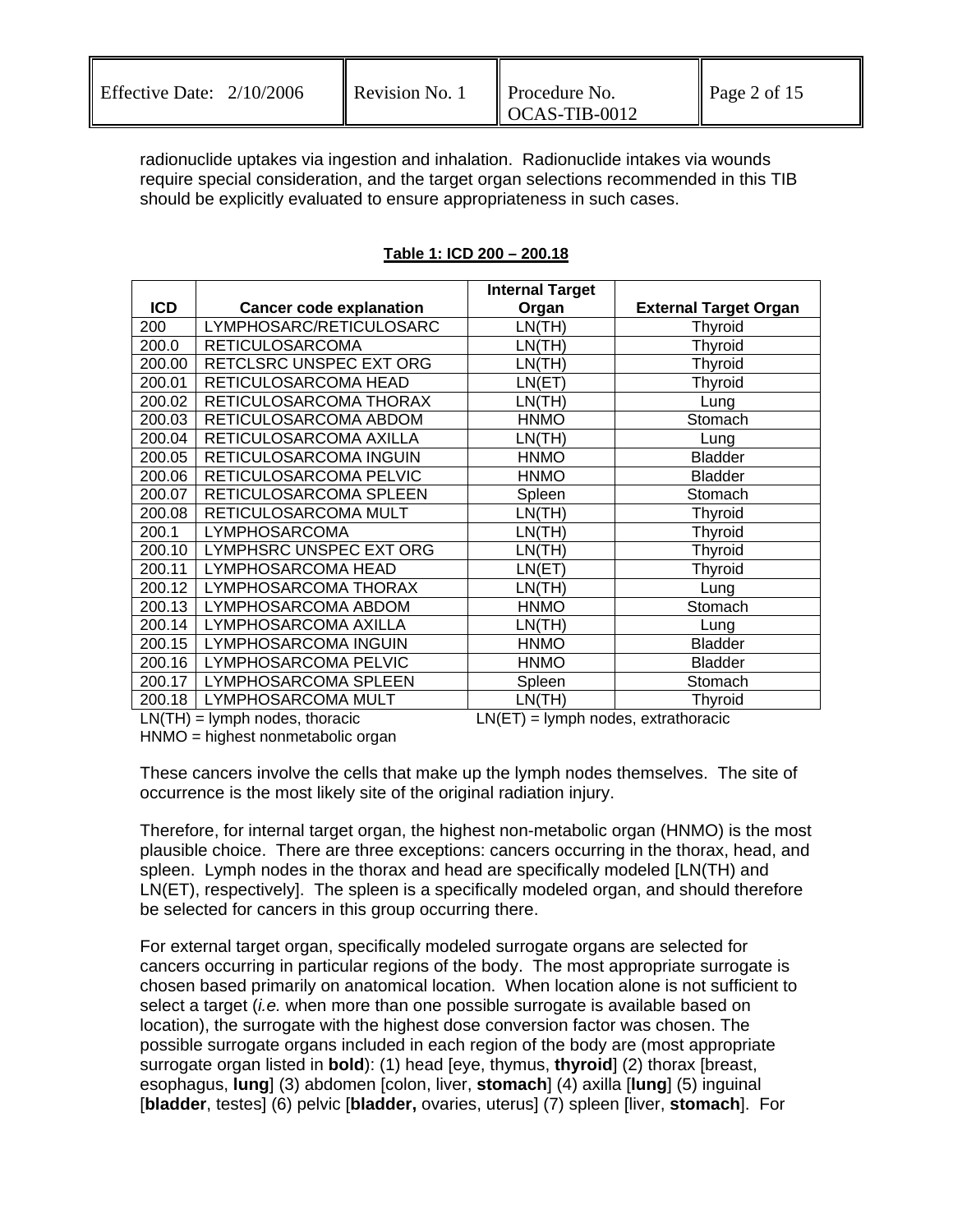radionuclide uptakes via ingestion and inhalation. Radionuclide intakes via wounds require special consideration, and the target organ selections recommended in this TIB should be explicitly evaluated to ensure appropriateness in such cases.

**Table 1: ICD 200 – 200.18**

| ICD | Cancer code explanation | Internal Target Organ | External Target Organ |
|---|---|---|---|
| 200 | LYMPHOSARC/RETICULOSARC | LN(TH) | Thyroid |
| 200.0 | RETICULOSARCOMA | LN(TH) | Thyroid |
| 200.00 | RETCLSRC UNSPEC EXT ORG | LN(TH) | Thyroid |
| 200.01 | RETICULOSARCOMA HEAD | LN(ET) | Thyroid |
| 200.02 | RETICULOSARCOMA THORAX | LN(TH) | Lung |
| 200.03 | RETICULOSARCOMA ABDOM | HNMO | Stomach |
| 200.04 | RETICULOSARCOMA AXILLA | LN(TH) | Lung |
| 200.05 | RETICULOSARCOMA INGUIN | HNMO | Bladder |
| 200.06 | RETICULOSARCOMA PELVIC | HNMO | Bladder |
| 200.07 | RETICULOSARCOMA SPLEEN | Spleen | Stomach |
| 200.08 | RETICULOSARCOMA MULT | LN(TH) | Thyroid |
| 200.1 | LYMPHOSARCOMA | LN(TH) | Thyroid |
| 200.10 | LYMPHSRC UNSPEC EXT ORG | LN(TH) | Thyroid |
| 200.11 | LYMPHOSARCOMA HEAD | LN(ET) | Thyroid |
| 200.12 | LYMPHOSARCOMA THORAX | LN(TH) | Lung |
| 200.13 | LYMPHOSARCOMA ABDOM | HNMO | Stomach |
| 200.14 | LYMPHOSARCOMA AXILLA | LN(TH) | Lung |
| 200.15 | LYMPHOSARCOMA INGUIN | HNMO | Bladder |
| 200.16 | LYMPHOSARCOMA PELVIC | HNMO | Bladder |
| 200.17 | LYMPHOSARCOMA SPLEEN | Spleen | Stomach |
| 200.18 | LYMPHOSARCOMA MULT | LN(TH) | Thyroid |

LN(TH) = lymph nodes, thoracic  LN(ET) = lymph nodes, extrathoracic
HNMO = highest nonmetabolic organ

These cancers involve the cells that make up the lymph nodes themselves. The site of occurrence is the most likely site of the original radiation injury.

Therefore, for internal target organ, the highest non-metabolic organ (HNMO) is the most plausible choice. There are three exceptions: cancers occurring in the thorax, head, and spleen. Lymph nodes in the thorax and head are specifically modeled [LN(TH) and LN(ET), respectively]. The spleen is a specifically modeled organ, and should therefore be selected for cancers in this group occurring there.

For external target organ, specifically modeled surrogate organs are selected for cancers occurring in particular regions of the body. The most appropriate surrogate is chosen based primarily on anatomical location. When location alone is not sufficient to select a target (*i.e.* when more than one possible surrogate is available based on location), the surrogate with the highest dose conversion factor was chosen. The possible surrogate organs included in each region of the body are (most appropriate surrogate organ listed in **bold**): (1) head [eye, thymus, **thyroid**] (2) thorax [breast, esophagus, **lung**] (3) abdomen [colon, liver, **stomach**] (4) axilla [**lung**] (5) inguinal [**bladder**, testes] (6) pelvic [**bladder,** ovaries, uterus] (7) spleen [liver, **stomach**]. For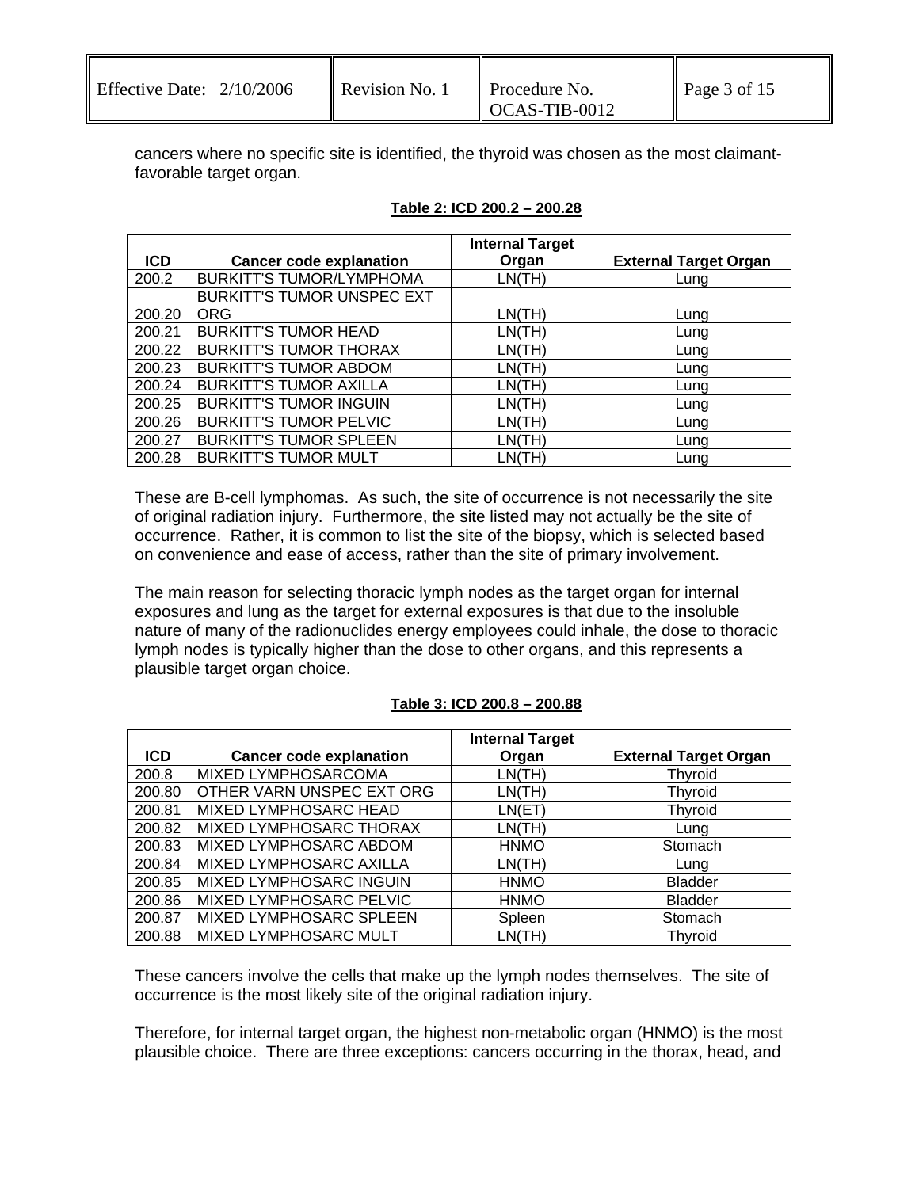cancers where no specific site is identified, the thyroid was chosen as the most claimant-favorable target organ.

**Table 2: ICD 200.2 – 200.28**

| ICD | Cancer code explanation | Internal Target Organ | External Target Organ |
|---|---|---|---|
| 200.2 | BURKITT'S TUMOR/LYMPHOMA | LN(TH) | Lung |
| 200.20 | BURKITT'S TUMOR UNSPEC EXT ORG | LN(TH) | Lung |
| 200.21 | BURKITT'S TUMOR HEAD | LN(TH) | Lung |
| 200.22 | BURKITT'S TUMOR THORAX | LN(TH) | Lung |
| 200.23 | BURKITT'S TUMOR ABDOM | LN(TH) | Lung |
| 200.24 | BURKITT'S TUMOR AXILLA | LN(TH) | Lung |
| 200.25 | BURKITT'S TUMOR INGUIN | LN(TH) | Lung |
| 200.26 | BURKITT'S TUMOR PELVIC | LN(TH) | Lung |
| 200.27 | BURKITT'S TUMOR SPLEEN | LN(TH) | Lung |
| 200.28 | BURKITT'S TUMOR MULT | LN(TH) | Lung |

These are B-cell lymphomas. As such, the site of occurrence is not necessarily the site of original radiation injury. Furthermore, the site listed may not actually be the site of occurrence. Rather, it is common to list the site of the biopsy, which is selected based on convenience and ease of access, rather than the site of primary involvement.

The main reason for selecting thoracic lymph nodes as the target organ for internal exposures and lung as the target for external exposures is that due to the insoluble nature of many of the radionuclides energy employees could inhale, the dose to thoracic lymph nodes is typically higher than the dose to other organs, and this represents a plausible target organ choice.

**Table 3: ICD 200.8 – 200.88**

| ICD | Cancer code explanation | Internal Target Organ | External Target Organ |
|---|---|---|---|
| 200.8 | MIXED LYMPHOSARCOMA | LN(TH) | Thyroid |
| 200.80 | OTHER VARN UNSPEC EXT ORG | LN(TH) | Thyroid |
| 200.81 | MIXED LYMPHOSARC HEAD | LN(ET) | Thyroid |
| 200.82 | MIXED LYMPHOSARC THORAX | LN(TH) | Lung |
| 200.83 | MIXED LYMPHOSARC ABDOM | HNMO | Stomach |
| 200.84 | MIXED LYMPHOSARC AXILLA | LN(TH) | Lung |
| 200.85 | MIXED LYMPHOSARC INGUIN | HNMO | Bladder |
| 200.86 | MIXED LYMPHOSARC PELVIC | HNMO | Bladder |
| 200.87 | MIXED LYMPHOSARC SPLEEN | Spleen | Stomach |
| 200.88 | MIXED LYMPHOSARC MULT | LN(TH) | Thyroid |

These cancers involve the cells that make up the lymph nodes themselves. The site of occurrence is the most likely site of the original radiation injury.

Therefore, for internal target organ, the highest non-metabolic organ (HNMO) is the most plausible choice. There are three exceptions: cancers occurring in the thorax, head, and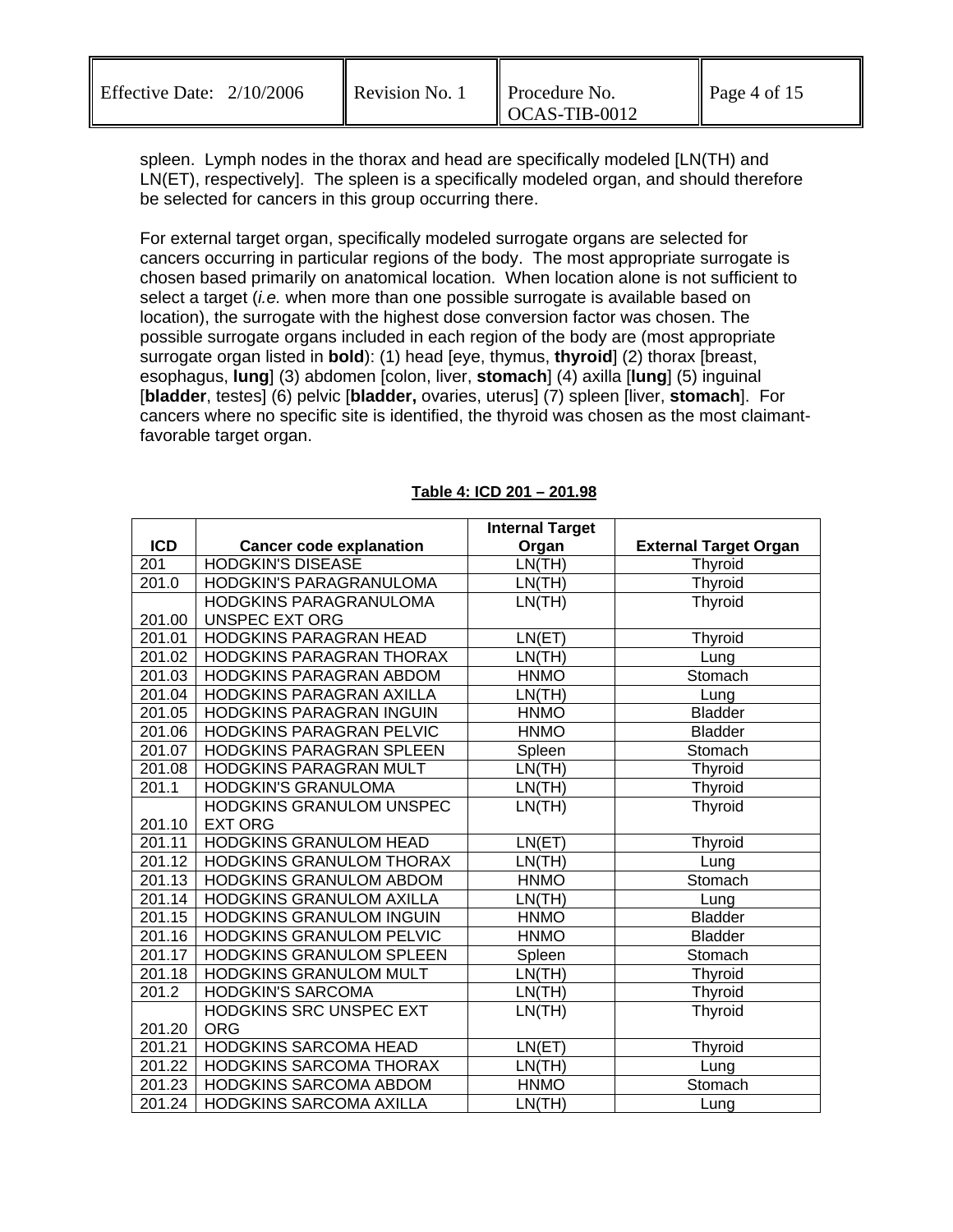spleen. Lymph nodes in the thorax and head are specifically modeled [LN(TH) and LN(ET), respectively]. The spleen is a specifically modeled organ, and should therefore be selected for cancers in this group occurring there.

For external target organ, specifically modeled surrogate organs are selected for cancers occurring in particular regions of the body. The most appropriate surrogate is chosen based primarily on anatomical location. When location alone is not sufficient to select a target (*i.e.* when more than one possible surrogate is available based on location), the surrogate with the highest dose conversion factor was chosen. The possible surrogate organs included in each region of the body are (most appropriate surrogate organ listed in **bold**): (1) head [eye, thymus, **thyroid**] (2) thorax [breast, esophagus, **lung**] (3) abdomen [colon, liver, **stomach**] (4) axilla [**lung**] (5) inguinal [**bladder**, testes] (6) pelvic [**bladder,** ovaries, uterus] (7) spleen [liver, **stomach**]. For cancers where no specific site is identified, the thyroid was chosen as the most claimant-favorable target organ.

**Table 4: ICD 201 – 201.98**

| ICD | Cancer code explanation | Internal Target Organ | External Target Organ |
|---|---|---|---|
| 201 | HODGKIN'S DISEASE | LN(TH) | Thyroid |
| 201.0 | HODGKIN'S PARAGRANULOMA | LN(TH) | Thyroid |
| 201.00 | HODGKINS PARAGRANULOMA UNSPEC EXT ORG | LN(TH) | Thyroid |
| 201.01 | HODGKINS PARAGRAN HEAD | LN(ET) | Thyroid |
| 201.02 | HODGKINS PARAGRAN THORAX | LN(TH) | Lung |
| 201.03 | HODGKINS PARAGRAN ABDOM | HNMO | Stomach |
| 201.04 | HODGKINS PARAGRAN AXILLA | LN(TH) | Lung |
| 201.05 | HODGKINS PARAGRAN INGUIN | HNMO | Bladder |
| 201.06 | HODGKINS PARAGRAN PELVIC | HNMO | Bladder |
| 201.07 | HODGKINS PARAGRAN SPLEEN | Spleen | Stomach |
| 201.08 | HODGKINS PARAGRAN MULT | LN(TH) | Thyroid |
| 201.1 | HODGKIN'S GRANULOMA | LN(TH) | Thyroid |
| 201.10 | HODGKINS GRANULOM UNSPEC EXT ORG | LN(TH) | Thyroid |
| 201.11 | HODGKINS GRANULOM HEAD | LN(ET) | Thyroid |
| 201.12 | HODGKINS GRANULOM THORAX | LN(TH) | Lung |
| 201.13 | HODGKINS GRANULOM ABDOM | HNMO | Stomach |
| 201.14 | HODGKINS GRANULOM AXILLA | LN(TH) | Lung |
| 201.15 | HODGKINS GRANULOM INGUIN | HNMO | Bladder |
| 201.16 | HODGKINS GRANULOM PELVIC | HNMO | Bladder |
| 201.17 | HODGKINS GRANULOM SPLEEN | Spleen | Stomach |
| 201.18 | HODGKINS GRANULOM MULT | LN(TH) | Thyroid |
| 201.2 | HODGKIN'S SARCOMA | LN(TH) | Thyroid |
| 201.20 | HODGKINS SRC UNSPEC EXT ORG | LN(TH) | Thyroid |
| 201.21 | HODGKINS SARCOMA HEAD | LN(ET) | Thyroid |
| 201.22 | HODGKINS SARCOMA THORAX | LN(TH) | Lung |
| 201.23 | HODGKINS SARCOMA ABDOM | HNMO | Stomach |
| 201.24 | HODGKINS SARCOMA AXILLA | LN(TH) | Lung |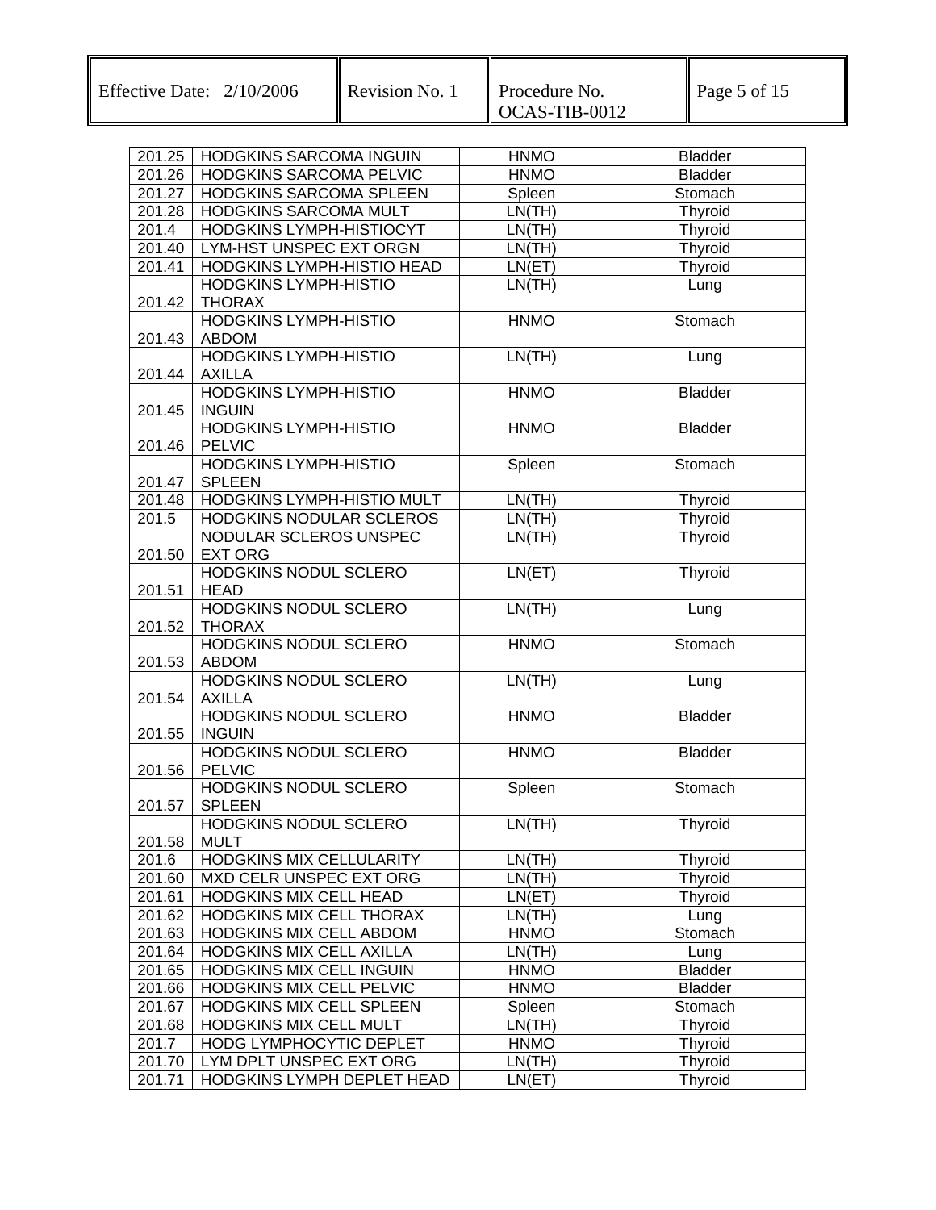| | | | |
|---|---|---|---|
| 201.25 | HODGKINS SARCOMA INGUIN | HNMO | Bladder |
| 201.26 | HODGKINS SARCOMA PELVIC | HNMO | Bladder |
| 201.27 | HODGKINS SARCOMA SPLEEN | Spleen | Stomach |
| 201.28 | HODGKINS SARCOMA MULT | LN(TH) | Thyroid |
| 201.4 | HODGKINS LYMPH-HISTIOCYT | LN(TH) | Thyroid |
| 201.40 | LYM-HST UNSPEC EXT ORGN | LN(TH) | Thyroid |
| 201.41 | HODGKINS LYMPH-HISTIO HEAD | LN(ET) | Thyroid |
| 201.42 | HODGKINS LYMPH-HISTIO THORAX | LN(TH) | Lung |
| 201.43 | HODGKINS LYMPH-HISTIO ABDOM | HNMO | Stomach |
| 201.44 | HODGKINS LYMPH-HISTIO AXILLA | LN(TH) | Lung |
| 201.45 | HODGKINS LYMPH-HISTIO INGUIN | HNMO | Bladder |
| 201.46 | HODGKINS LYMPH-HISTIO PELVIC | HNMO | Bladder |
| 201.47 | HODGKINS LYMPH-HISTIO SPLEEN | Spleen | Stomach |
| 201.48 | HODGKINS LYMPH-HISTIO MULT | LN(TH) | Thyroid |
| 201.5 | HODGKINS NODULAR SCLEROS | LN(TH) | Thyroid |
| 201.50 | NODULAR SCLEROS UNSPEC EXT ORG | LN(TH) | Thyroid |
| 201.51 | HODGKINS NODUL SCLERO HEAD | LN(ET) | Thyroid |
| 201.52 | HODGKINS NODUL SCLERO THORAX | LN(TH) | Lung |
| 201.53 | HODGKINS NODUL SCLERO ABDOM | HNMO | Stomach |
| 201.54 | HODGKINS NODUL SCLERO AXILLA | LN(TH) | Lung |
| 201.55 | HODGKINS NODUL SCLERO INGUIN | HNMO | Bladder |
| 201.56 | HODGKINS NODUL SCLERO PELVIC | HNMO | Bladder |
| 201.57 | HODGKINS NODUL SCLERO SPLEEN | Spleen | Stomach |
| 201.58 | HODGKINS NODUL SCLERO MULT | LN(TH) | Thyroid |
| 201.6 | HODGKINS MIX CELLULARITY | LN(TH) | Thyroid |
| 201.60 | MXD CELR UNSPEC EXT ORG | LN(TH) | Thyroid |
| 201.61 | HODGKINS MIX CELL HEAD | LN(ET) | Thyroid |
| 201.62 | HODGKINS MIX CELL THORAX | LN(TH) | Lung |
| 201.63 | HODGKINS MIX CELL ABDOM | HNMO | Stomach |
| 201.64 | HODGKINS MIX CELL AXILLA | LN(TH) | Lung |
| 201.65 | HODGKINS MIX CELL INGUIN | HNMO | Bladder |
| 201.66 | HODGKINS MIX CELL PELVIC | HNMO | Bladder |
| 201.67 | HODGKINS MIX CELL SPLEEN | Spleen | Stomach |
| 201.68 | HODGKINS MIX CELL MULT | LN(TH) | Thyroid |
| 201.7 | HODG LYMPHOCYTIC DEPLET | HNMO | Thyroid |
| 201.70 | LYM DPLT UNSPEC EXT ORG | LN(TH) | Thyroid |
| 201.71 | HODGKINS LYMPH DEPLET HEAD | LN(ET) | Thyroid |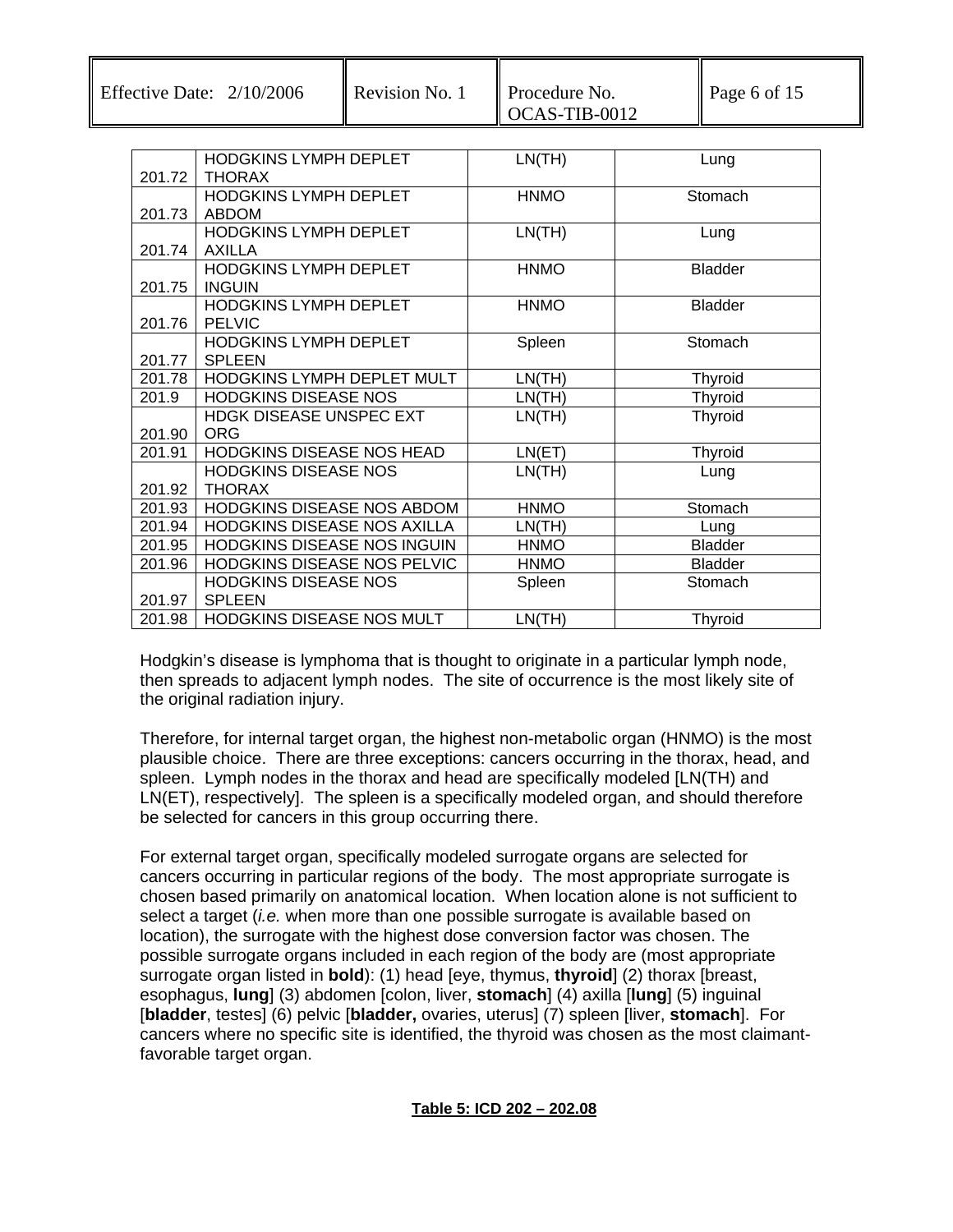| | | | |
|---|---|---|---|
| 201.72 | HODGKINS LYMPH DEPLET THORAX | LN(TH) | Lung |
| 201.73 | HODGKINS LYMPH DEPLET ABDOM | HNMO | Stomach |
| 201.74 | HODGKINS LYMPH DEPLET AXILLA | LN(TH) | Lung |
| 201.75 | HODGKINS LYMPH DEPLET INGUIN | HNMO | Bladder |
| 201.76 | HODGKINS LYMPH DEPLET PELVIC | HNMO | Bladder |
| 201.77 | HODGKINS LYMPH DEPLET SPLEEN | Spleen | Stomach |
| 201.78 | HODGKINS LYMPH DEPLET MULT | LN(TH) | Thyroid |
| 201.9 | HODGKINS DISEASE NOS | LN(TH) | Thyroid |
| 201.90 | HDGK DISEASE UNSPEC EXT ORG | LN(TH) | Thyroid |
| 201.91 | HODGKINS DISEASE NOS HEAD | LN(ET) | Thyroid |
| 201.92 | HODGKINS DISEASE NOS THORAX | LN(TH) | Lung |
| 201.93 | HODGKINS DISEASE NOS ABDOM | HNMO | Stomach |
| 201.94 | HODGKINS DISEASE NOS AXILLA | LN(TH) | Lung |
| 201.95 | HODGKINS DISEASE NOS INGUIN | HNMO | Bladder |
| 201.96 | HODGKINS DISEASE NOS PELVIC | HNMO | Bladder |
| 201.97 | HODGKINS DISEASE NOS SPLEEN | Spleen | Stomach |
| 201.98 | HODGKINS DISEASE NOS MULT | LN(TH) | Thyroid |

Hodgkin's disease is lymphoma that is thought to originate in a particular lymph node, then spreads to adjacent lymph nodes. The site of occurrence is the most likely site of the original radiation injury.

Therefore, for internal target organ, the highest non-metabolic organ (HNMO) is the most plausible choice. There are three exceptions: cancers occurring in the thorax, head, and spleen. Lymph nodes in the thorax and head are specifically modeled [LN(TH) and LN(ET), respectively]. The spleen is a specifically modeled organ, and should therefore be selected for cancers in this group occurring there.

For external target organ, specifically modeled surrogate organs are selected for cancers occurring in particular regions of the body. The most appropriate surrogate is chosen based primarily on anatomical location. When location alone is not sufficient to select a target (*i.e.* when more than one possible surrogate is available based on location), the surrogate with the highest dose conversion factor was chosen. The possible surrogate organs included in each region of the body are (most appropriate surrogate organ listed in **bold**): (1) head [eye, thymus, **thyroid**] (2) thorax [breast, esophagus, **lung**] (3) abdomen [colon, liver, **stomach**] (4) axilla [**lung**] (5) inguinal [**bladder**, testes] (6) pelvic [**bladder,** ovaries, uterus] (7) spleen [liver, **stomach**]. For cancers where no specific site is identified, the thyroid was chosen as the most claimant-favorable target organ.

**Table 5: ICD 202 – 202.08**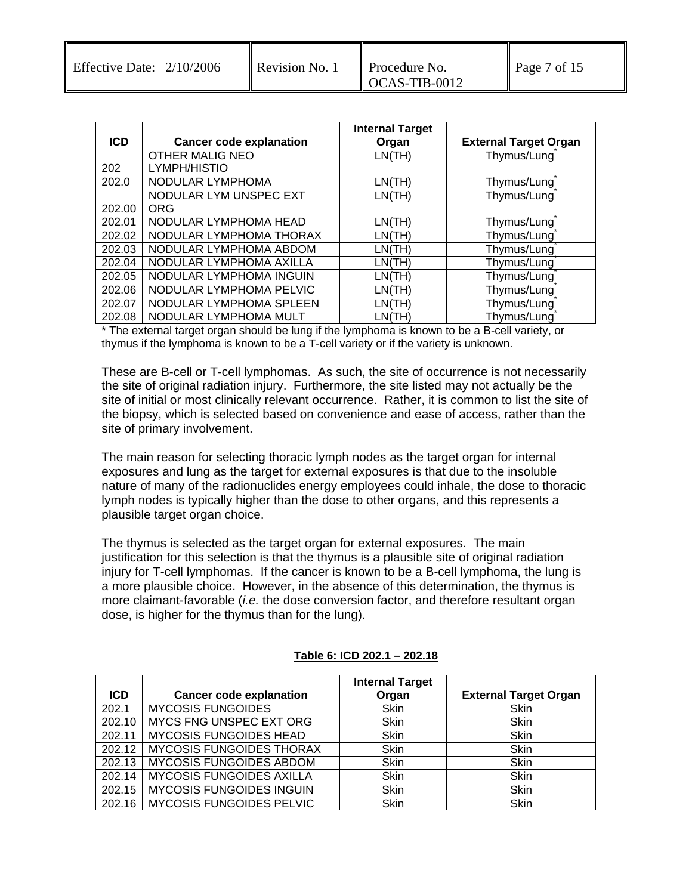| ICD | Cancer code explanation | Internal Target Organ | External Target Organ |
|---|---|---|---|
| 202 | OTHER MALIG NEO LYMPH/HISTIO | LN(TH) | Thymus/Lung* |
| 202.0 | NODULAR LYMPHOMA | LN(TH) | Thymus/Lung* |
| 202.00 | NODULAR LYM UNSPEC EXT ORG | LN(TH) | Thymus/Lung* |
| 202.01 | NODULAR LYMPHOMA HEAD | LN(TH) | Thymus/Lung* |
| 202.02 | NODULAR LYMPHOMA THORAX | LN(TH) | Thymus/Lung* |
| 202.03 | NODULAR LYMPHOMA ABDOM | LN(TH) | Thymus/Lung* |
| 202.04 | NODULAR LYMPHOMA AXILLA | LN(TH) | Thymus/Lung* |
| 202.05 | NODULAR LYMPHOMA INGUIN | LN(TH) | Thymus/Lung* |
| 202.06 | NODULAR LYMPHOMA PELVIC | LN(TH) | Thymus/Lung* |
| 202.07 | NODULAR LYMPHOMA SPLEEN | LN(TH) | Thymus/Lung* |
| 202.08 | NODULAR LYMPHOMA MULT | LN(TH) | Thymus/Lung* |

\* The external target organ should be lung if the lymphoma is known to be a B-cell variety, or thymus if the lymphoma is known to be a T-cell variety or if the variety is unknown.

These are B-cell or T-cell lymphomas. As such, the site of occurrence is not necessarily the site of original radiation injury. Furthermore, the site listed may not actually be the site of initial or most clinically relevant occurrence. Rather, it is common to list the site of the biopsy, which is selected based on convenience and ease of access, rather than the site of primary involvement.

The main reason for selecting thoracic lymph nodes as the target organ for internal exposures and lung as the target for external exposures is that due to the insoluble nature of many of the radionuclides energy employees could inhale, the dose to thoracic lymph nodes is typically higher than the dose to other organs, and this represents a plausible target organ choice.

The thymus is selected as the target organ for external exposures. The main justification for this selection is that the thymus is a plausible site of original radiation injury for T-cell lymphomas. If the cancer is known to be a B-cell lymphoma, the lung is a more plausible choice. However, in the absence of this determination, the thymus is more claimant-favorable (*i.e.* the dose conversion factor, and therefore resultant organ dose, is higher for the thymus than for the lung).

**Table 6: ICD 202.1 – 202.18**

| ICD | Cancer code explanation | Internal Target Organ | External Target Organ |
|---|---|---|---|
| 202.1 | MYCOSIS FUNGOIDES | Skin | Skin |
| 202.10 | MYCS FNG UNSPEC EXT ORG | Skin | Skin |
| 202.11 | MYCOSIS FUNGOIDES HEAD | Skin | Skin |
| 202.12 | MYCOSIS FUNGOIDES THORAX | Skin | Skin |
| 202.13 | MYCOSIS FUNGOIDES ABDOM | Skin | Skin |
| 202.14 | MYCOSIS FUNGOIDES AXILLA | Skin | Skin |
| 202.15 | MYCOSIS FUNGOIDES INGUIN | Skin | Skin |
| 202.16 | MYCOSIS FUNGOIDES PELVIC | Skin | Skin |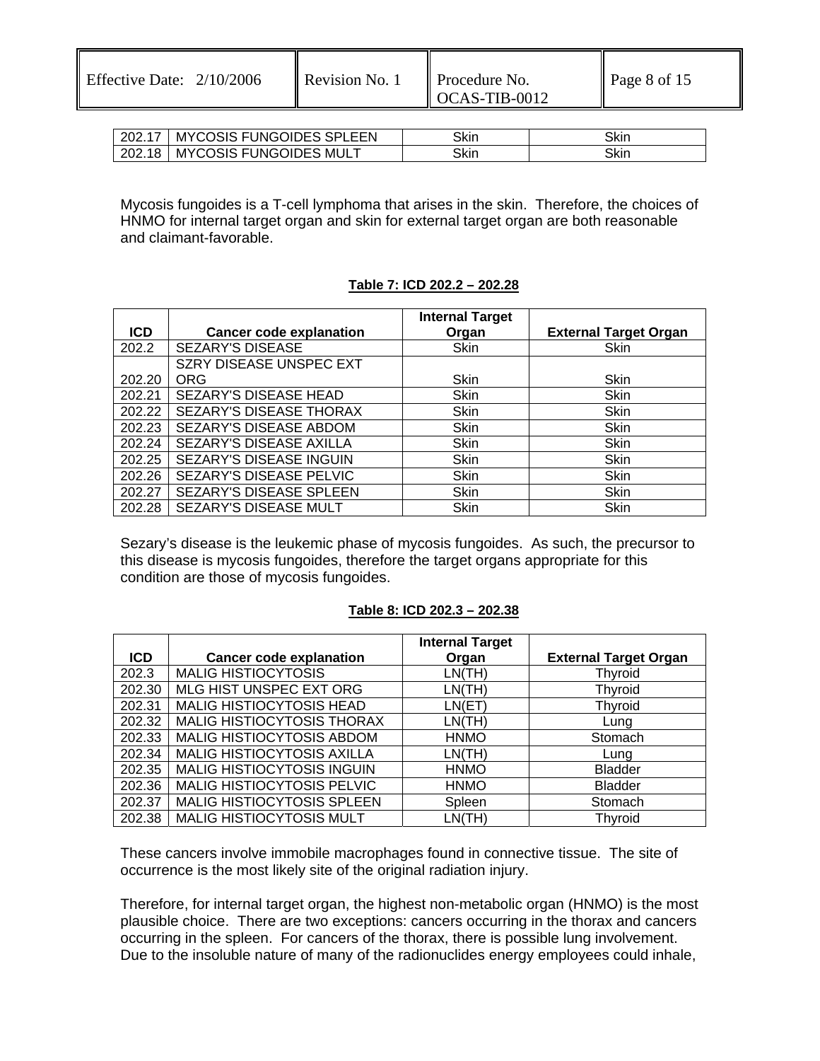| 202.17 | MYCOSIS FUNGOIDES SPLEEN | Skin | Skin |
|---|---|---|---|
| 202.18 | MYCOSIS FUNGOIDES MULT | Skin | Skin |

Mycosis fungoides is a T-cell lymphoma that arises in the skin. Therefore, the choices of HNMO for internal target organ and skin for external target organ are both reasonable and claimant-favorable.

**Table 7: ICD 202.2 – 202.28**

| ICD | Cancer code explanation | Internal Target Organ | External Target Organ |
|---|---|---|---|
| 202.2 | SEZARY'S DISEASE | Skin | Skin |
| 202.20 | SZRY DISEASE UNSPEC EXT ORG | Skin | Skin |
| 202.21 | SEZARY'S DISEASE HEAD | Skin | Skin |
| 202.22 | SEZARY'S DISEASE THORAX | Skin | Skin |
| 202.23 | SEZARY'S DISEASE ABDOM | Skin | Skin |
| 202.24 | SEZARY'S DISEASE AXILLA | Skin | Skin |
| 202.25 | SEZARY'S DISEASE INGUIN | Skin | Skin |
| 202.26 | SEZARY'S DISEASE PELVIC | Skin | Skin |
| 202.27 | SEZARY'S DISEASE SPLEEN | Skin | Skin |
| 202.28 | SEZARY'S DISEASE MULT | Skin | Skin |

Sezary's disease is the leukemic phase of mycosis fungoides. As such, the precursor to this disease is mycosis fungoides, therefore the target organs appropriate for this condition are those of mycosis fungoides.

**Table 8: ICD 202.3 – 202.38**

| ICD | Cancer code explanation | Internal Target Organ | External Target Organ |
|---|---|---|---|
| 202.3 | MALIG HISTIOCYTOSIS | LN(TH) | Thyroid |
| 202.30 | MLG HIST UNSPEC EXT ORG | LN(TH) | Thyroid |
| 202.31 | MALIG HISTIOCYTOSIS HEAD | LN(ET) | Thyroid |
| 202.32 | MALIG HISTIOCYTOSIS THORAX | LN(TH) | Lung |
| 202.33 | MALIG HISTIOCYTOSIS ABDOM | HNMO | Stomach |
| 202.34 | MALIG HISTIOCYTOSIS AXILLA | LN(TH) | Lung |
| 202.35 | MALIG HISTIOCYTOSIS INGUIN | HNMO | Bladder |
| 202.36 | MALIG HISTIOCYTOSIS PELVIC | HNMO | Bladder |
| 202.37 | MALIG HISTIOCYTOSIS SPLEEN | Spleen | Stomach |
| 202.38 | MALIG HISTIOCYTOSIS MULT | LN(TH) | Thyroid |

These cancers involve immobile macrophages found in connective tissue. The site of occurrence is the most likely site of the original radiation injury.

Therefore, for internal target organ, the highest non-metabolic organ (HNMO) is the most plausible choice. There are two exceptions: cancers occurring in the thorax and cancers occurring in the spleen. For cancers of the thorax, there is possible lung involvement. Due to the insoluble nature of many of the radionuclides energy employees could inhale,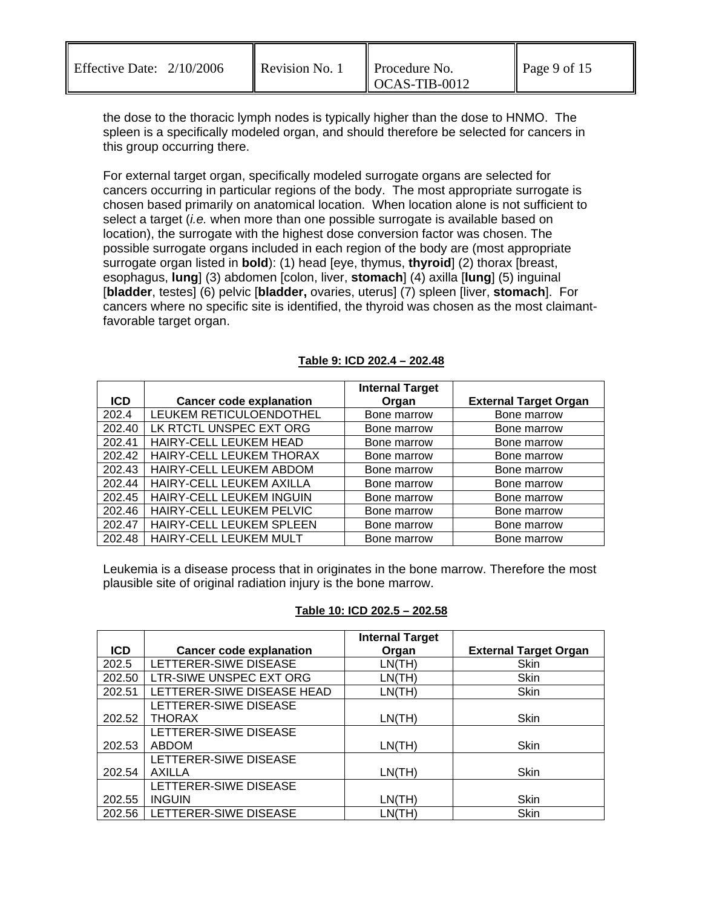the dose to the thoracic lymph nodes is typically higher than the dose to HNMO. The spleen is a specifically modeled organ, and should therefore be selected for cancers in this group occurring there.

For external target organ, specifically modeled surrogate organs are selected for cancers occurring in particular regions of the body. The most appropriate surrogate is chosen based primarily on anatomical location. When location alone is not sufficient to select a target (*i.e.* when more than one possible surrogate is available based on location), the surrogate with the highest dose conversion factor was chosen. The possible surrogate organs included in each region of the body are (most appropriate surrogate organ listed in **bold**): (1) head [eye, thymus, **thyroid**] (2) thorax [breast, esophagus, **lung**] (3) abdomen [colon, liver, **stomach**] (4) axilla [**lung**] (5) inguinal [**bladder**, testes] (6) pelvic [**bladder,** ovaries, uterus] (7) spleen [liver, **stomach**]. For cancers where no specific site is identified, the thyroid was chosen as the most claimant-favorable target organ.

**Table 9: ICD 202.4 – 202.48**

| ICD | Cancer code explanation | Internal Target Organ | External Target Organ |
|---|---|---|---|
| 202.4 | LEUKEM RETICULOENDOTHEL | Bone marrow | Bone marrow |
| 202.40 | LK RTCTL UNSPEC EXT ORG | Bone marrow | Bone marrow |
| 202.41 | HAIRY-CELL LEUKEM HEAD | Bone marrow | Bone marrow |
| 202.42 | HAIRY-CELL LEUKEM THORAX | Bone marrow | Bone marrow |
| 202.43 | HAIRY-CELL LEUKEM ABDOM | Bone marrow | Bone marrow |
| 202.44 | HAIRY-CELL LEUKEM AXILLA | Bone marrow | Bone marrow |
| 202.45 | HAIRY-CELL LEUKEM INGUIN | Bone marrow | Bone marrow |
| 202.46 | HAIRY-CELL LEUKEM PELVIC | Bone marrow | Bone marrow |
| 202.47 | HAIRY-CELL LEUKEM SPLEEN | Bone marrow | Bone marrow |
| 202.48 | HAIRY-CELL LEUKEM MULT | Bone marrow | Bone marrow |

Leukemia is a disease process that in originates in the bone marrow. Therefore the most plausible site of original radiation injury is the bone marrow.

**Table 10: ICD 202.5 – 202.58**

| ICD | Cancer code explanation | Internal Target Organ | External Target Organ |
|---|---|---|---|
| 202.5 | LETTERER-SIWE DISEASE | LN(TH) | Skin |
| 202.50 | LTR-SIWE UNSPEC EXT ORG | LN(TH) | Skin |
| 202.51 | LETTERER-SIWE DISEASE HEAD | LN(TH) | Skin |
| 202.52 | LETTERER-SIWE DISEASE THORAX | LN(TH) | Skin |
| 202.53 | LETTERER-SIWE DISEASE ABDOM | LN(TH) | Skin |
| 202.54 | LETTERER-SIWE DISEASE AXILLA | LN(TH) | Skin |
| 202.55 | LETTERER-SIWE DISEASE INGUIN | LN(TH) | Skin |
| 202.56 | LETTERER-SIWE DISEASE | LN(TH) | Skin |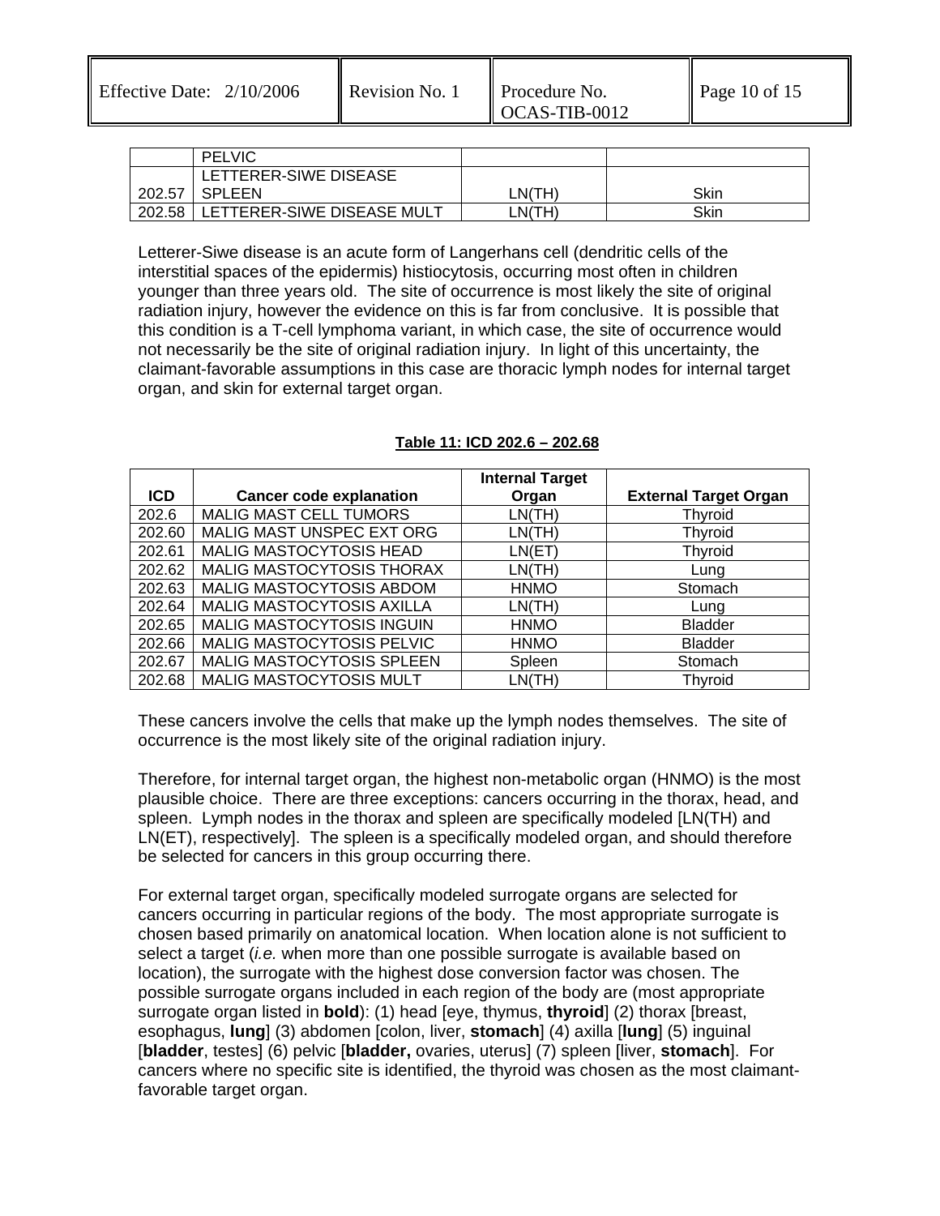|  | PELVIC |  |  |
| --- | --- | --- | --- |
| 202.57 | LETTERER-SIWE DISEASE SPLEEN | LN(TH) | Skin |
| 202.58 | LETTERER-SIWE DISEASE MULT | LN(TH) | Skin |

Letterer-Siwe disease is an acute form of Langerhans cell (dendritic cells of the interstitial spaces of the epidermis) histiocytosis, occurring most often in children younger than three years old. The site of occurrence is most likely the site of original radiation injury, however the evidence on this is far from conclusive. It is possible that this condition is a T-cell lymphoma variant, in which case, the site of occurrence would not necessarily be the site of original radiation injury. In light of this uncertainty, the claimant-favorable assumptions in this case are thoracic lymph nodes for internal target organ, and skin for external target organ.

**Table 11: ICD 202.6 – 202.68**

| ICD | Cancer code explanation | Internal Target Organ | External Target Organ |
| --- | --- | --- | --- |
| 202.6 | MALIG MAST CELL TUMORS | LN(TH) | Thyroid |
| 202.60 | MALIG MAST UNSPEC EXT ORG | LN(TH) | Thyroid |
| 202.61 | MALIG MASTOCYTOSIS HEAD | LN(ET) | Thyroid |
| 202.62 | MALIG MASTOCYTOSIS THORAX | LN(TH) | Lung |
| 202.63 | MALIG MASTOCYTOSIS ABDOM | HNMO | Stomach |
| 202.64 | MALIG MASTOCYTOSIS AXILLA | LN(TH) | Lung |
| 202.65 | MALIG MASTOCYTOSIS INGUIN | HNMO | Bladder |
| 202.66 | MALIG MASTOCYTOSIS PELVIC | HNMO | Bladder |
| 202.67 | MALIG MASTOCYTOSIS SPLEEN | Spleen | Stomach |
| 202.68 | MALIG MASTOCYTOSIS MULT | LN(TH) | Thyroid |

These cancers involve the cells that make up the lymph nodes themselves. The site of occurrence is the most likely site of the original radiation injury.

Therefore, for internal target organ, the highest non-metabolic organ (HNMO) is the most plausible choice. There are three exceptions: cancers occurring in the thorax, head, and spleen. Lymph nodes in the thorax and spleen are specifically modeled [LN(TH) and LN(ET), respectively]. The spleen is a specifically modeled organ, and should therefore be selected for cancers in this group occurring there.

For external target organ, specifically modeled surrogate organs are selected for cancers occurring in particular regions of the body. The most appropriate surrogate is chosen based primarily on anatomical location. When location alone is not sufficient to select a target (*i.e.* when more than one possible surrogate is available based on location), the surrogate with the highest dose conversion factor was chosen. The possible surrogate organs included in each region of the body are (most appropriate surrogate organ listed in **bold**): (1) head [eye, thymus, **thyroid**] (2) thorax [breast, esophagus, **lung**] (3) abdomen [colon, liver, **stomach**] (4) axilla [**lung**] (5) inguinal [**bladder**, testes] (6) pelvic [**bladder,** ovaries, uterus] (7) spleen [liver, **stomach**]. For cancers where no specific site is identified, the thyroid was chosen as the most claimant-favorable target organ.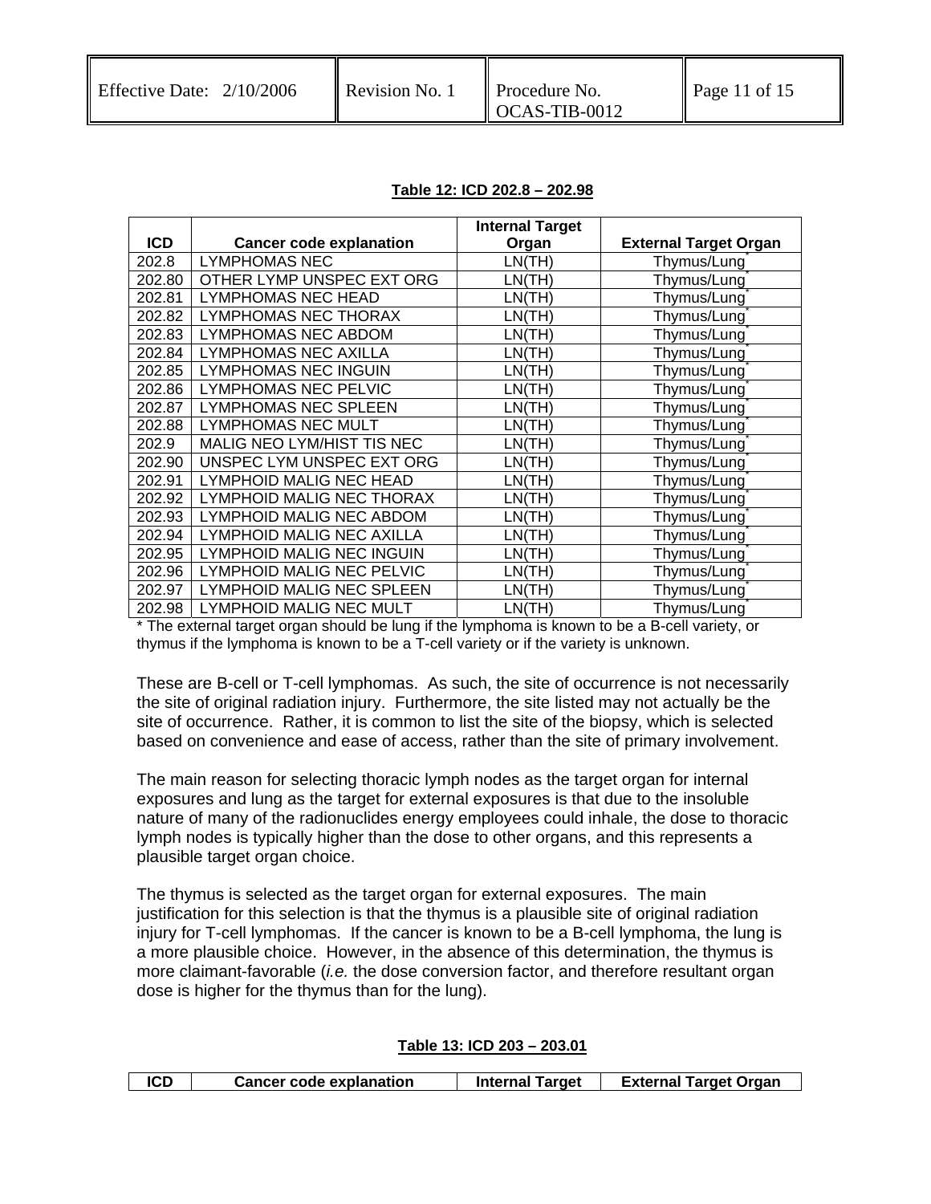**Table 12: ICD 202.8 – 202.98**

| ICD | Cancer code explanation | Internal Target Organ | External Target Organ |
|---|---|---|---|
| 202.8 | LYMPHOMAS NEC | LN(TH) | Thymus/Lung* |
| 202.80 | OTHER LYMP UNSPEC EXT ORG | LN(TH) | Thymus/Lung* |
| 202.81 | LYMPHOMAS NEC HEAD | LN(TH) | Thymus/Lung* |
| 202.82 | LYMPHOMAS NEC THORAX | LN(TH) | Thymus/Lung* |
| 202.83 | LYMPHOMAS NEC ABDOM | LN(TH) | Thymus/Lung* |
| 202.84 | LYMPHOMAS NEC AXILLA | LN(TH) | Thymus/Lung* |
| 202.85 | LYMPHOMAS NEC INGUIN | LN(TH) | Thymus/Lung* |
| 202.86 | LYMPHOMAS NEC PELVIC | LN(TH) | Thymus/Lung* |
| 202.87 | LYMPHOMAS NEC SPLEEN | LN(TH) | Thymus/Lung* |
| 202.88 | LYMPHOMAS NEC MULT | LN(TH) | Thymus/Lung* |
| 202.9 | MALIG NEO LYM/HIST TIS NEC | LN(TH) | Thymus/Lung* |
| 202.90 | UNSPEC LYM UNSPEC EXT ORG | LN(TH) | Thymus/Lung* |
| 202.91 | LYMPHOID MALIG NEC HEAD | LN(TH) | Thymus/Lung* |
| 202.92 | LYMPHOID MALIG NEC THORAX | LN(TH) | Thymus/Lung* |
| 202.93 | LYMPHOID MALIG NEC ABDOM | LN(TH) | Thymus/Lung* |
| 202.94 | LYMPHOID MALIG NEC AXILLA | LN(TH) | Thymus/Lung* |
| 202.95 | LYMPHOID MALIG NEC INGUIN | LN(TH) | Thymus/Lung* |
| 202.96 | LYMPHOID MALIG NEC PELVIC | LN(TH) | Thymus/Lung* |
| 202.97 | LYMPHOID MALIG NEC SPLEEN | LN(TH) | Thymus/Lung* |
| 202.98 | LYMPHOID MALIG NEC MULT | LN(TH) | Thymus/Lung* |

* The external target organ should be lung if the lymphoma is known to be a B-cell variety, or thymus if the lymphoma is known to be a T-cell variety or if the variety is unknown.

These are B-cell or T-cell lymphomas. As such, the site of occurrence is not necessarily the site of original radiation injury. Furthermore, the site listed may not actually be the site of occurrence. Rather, it is common to list the site of the biopsy, which is selected based on convenience and ease of access, rather than the site of primary involvement.

The main reason for selecting thoracic lymph nodes as the target organ for internal exposures and lung as the target for external exposures is that due to the insoluble nature of many of the radionuclides energy employees could inhale, the dose to thoracic lymph nodes is typically higher than the dose to other organs, and this represents a plausible target organ choice.

The thymus is selected as the target organ for external exposures. The main justification for this selection is that the thymus is a plausible site of original radiation injury for T-cell lymphomas. If the cancer is known to be a B-cell lymphoma, the lung is a more plausible choice. However, in the absence of this determination, the thymus is more claimant-favorable (*i.e.* the dose conversion factor, and therefore resultant organ dose is higher for the thymus than for the lung).

**Table 13: ICD 203 – 203.01**

| ICD | Cancer code explanation | Internal Target | External Target Organ |
|---|---|---|---|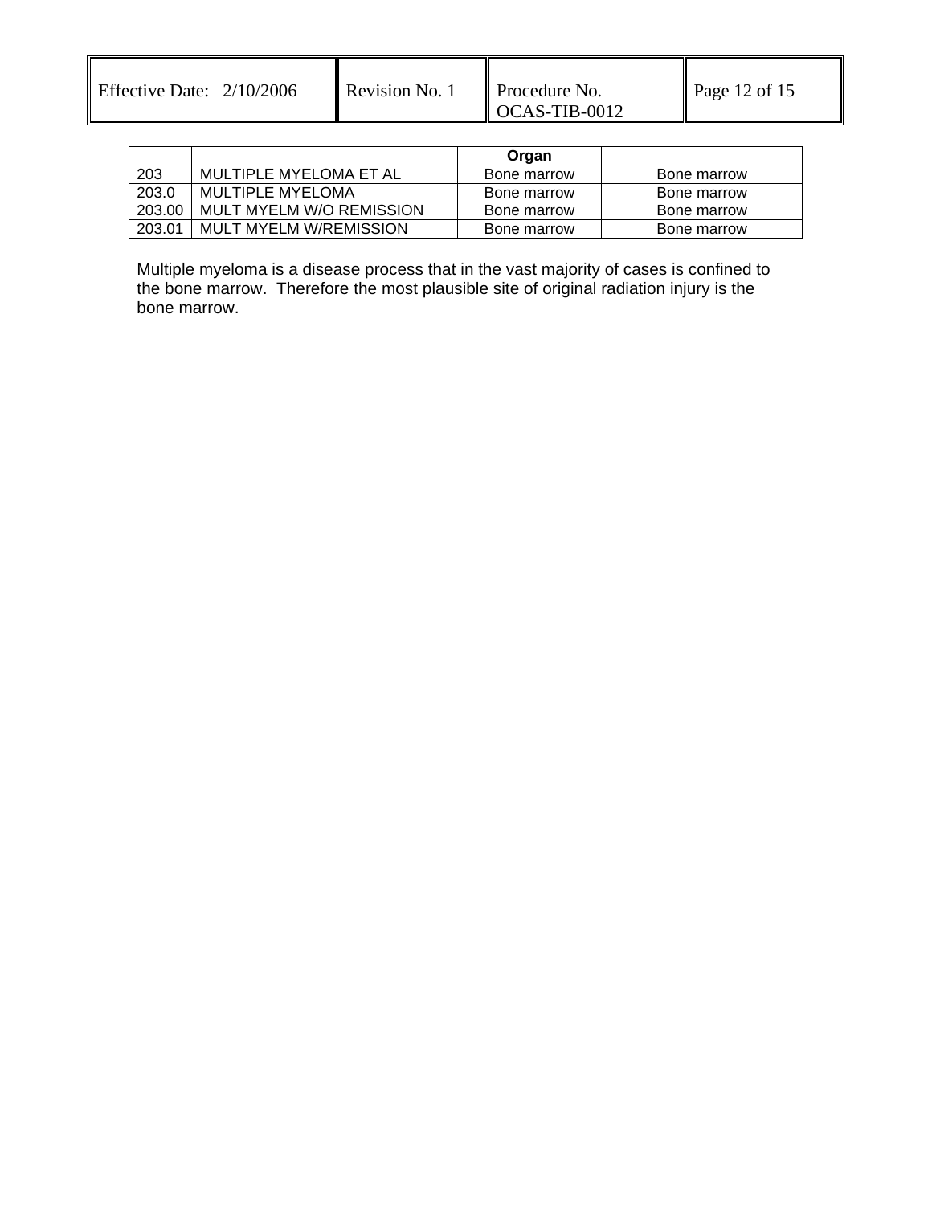| | | Organ | |
|---|---|---|---|
| 203 | MULTIPLE MYELOMA ET AL | Bone marrow | Bone marrow |
| 203.0 | MULTIPLE MYELOMA | Bone marrow | Bone marrow |
| 203.00 | MULT MYELM W/O REMISSION | Bone marrow | Bone marrow |
| 203.01 | MULT MYELM W/REMISSION | Bone marrow | Bone marrow |

Multiple myeloma is a disease process that in the vast majority of cases is confined to the bone marrow. Therefore the most plausible site of original radiation injury is the bone marrow.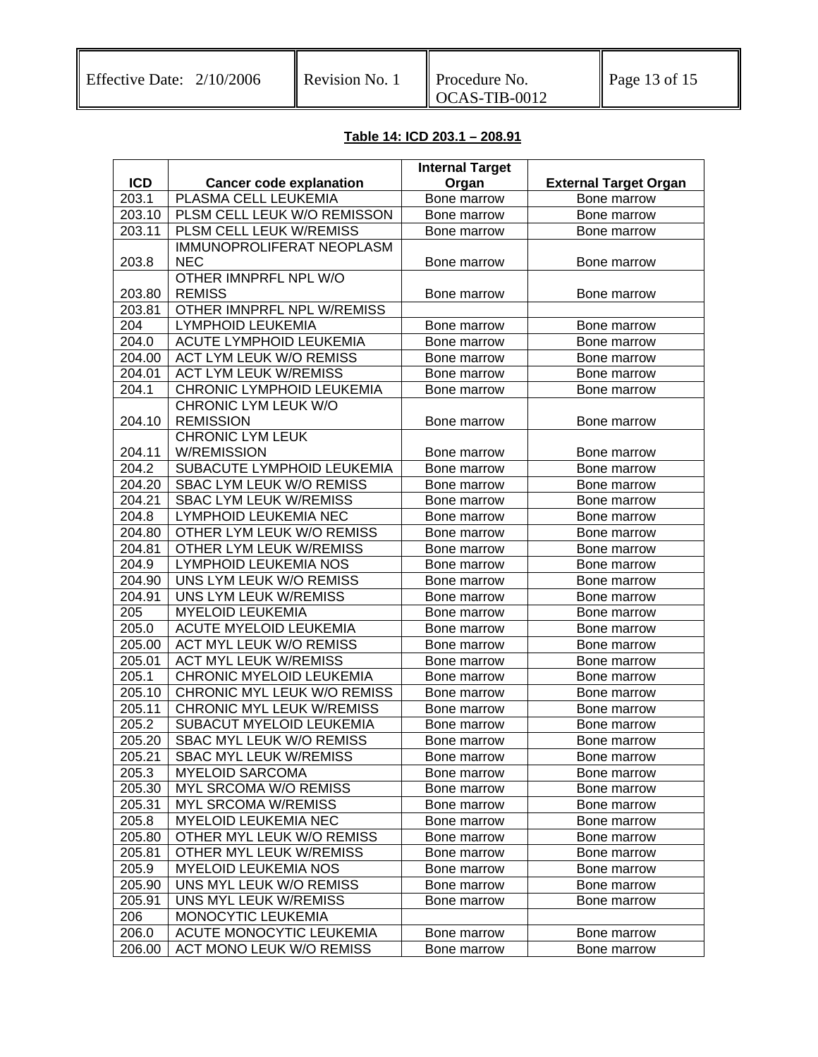**Table 14: ICD 203.1 – 208.91**

| ICD | Cancer code explanation | Internal Target Organ | External Target Organ |
|---|---|---|---|
| 203.1 | PLASMA CELL LEUKEMIA | Bone marrow | Bone marrow |
| 203.10 | PLSM CELL LEUK W/O REMISSON | Bone marrow | Bone marrow |
| 203.11 | PLSM CELL LEUK W/REMISS | Bone marrow | Bone marrow |
| 203.8 | IMMUNOPROLIFERAT NEOPLASM NEC | Bone marrow | Bone marrow |
| 203.80 | OTHER IMNPRFL NPL W/O REMISS | Bone marrow | Bone marrow |
| 203.81 | OTHER IMNPRFL NPL W/REMISS | | |
| 204 | LYMPHOID LEUKEMIA | Bone marrow | Bone marrow |
| 204.0 | ACUTE LYMPHOID LEUKEMIA | Bone marrow | Bone marrow |
| 204.00 | ACT LYM LEUK W/O REMISS | Bone marrow | Bone marrow |
| 204.01 | ACT LYM LEUK W/REMISS | Bone marrow | Bone marrow |
| 204.1 | CHRONIC LYMPHOID LEUKEMIA | Bone marrow | Bone marrow |
| 204.10 | CHRONIC LYM LEUK W/O REMISSION | Bone marrow | Bone marrow |
| 204.11 | CHRONIC LYM LEUK W/REMISSION | Bone marrow | Bone marrow |
| 204.2 | SUBACUTE LYMPHOID LEUKEMIA | Bone marrow | Bone marrow |
| 204.20 | SBAC LYM LEUK W/O REMISS | Bone marrow | Bone marrow |
| 204.21 | SBAC LYM LEUK W/REMISS | Bone marrow | Bone marrow |
| 204.8 | LYMPHOID LEUKEMIA NEC | Bone marrow | Bone marrow |
| 204.80 | OTHER LYM LEUK W/O REMISS | Bone marrow | Bone marrow |
| 204.81 | OTHER LYM LEUK W/REMISS | Bone marrow | Bone marrow |
| 204.9 | LYMPHOID LEUKEMIA NOS | Bone marrow | Bone marrow |
| 204.90 | UNS LYM LEUK W/O REMISS | Bone marrow | Bone marrow |
| 204.91 | UNS LYM LEUK W/REMISS | Bone marrow | Bone marrow |
| 205 | MYELOID LEUKEMIA | Bone marrow | Bone marrow |
| 205.0 | ACUTE MYELOID LEUKEMIA | Bone marrow | Bone marrow |
| 205.00 | ACT MYL LEUK W/O REMISS | Bone marrow | Bone marrow |
| 205.01 | ACT MYL LEUK W/REMISS | Bone marrow | Bone marrow |
| 205.1 | CHRONIC MYELOID LEUKEMIA | Bone marrow | Bone marrow |
| 205.10 | CHRONIC MYL LEUK W/O REMISS | Bone marrow | Bone marrow |
| 205.11 | CHRONIC MYL LEUK W/REMISS | Bone marrow | Bone marrow |
| 205.2 | SUBACUT MYELOID LEUKEMIA | Bone marrow | Bone marrow |
| 205.20 | SBAC MYL LEUK W/O REMISS | Bone marrow | Bone marrow |
| 205.21 | SBAC MYL LEUK W/REMISS | Bone marrow | Bone marrow |
| 205.3 | MYELOID SARCOMA | Bone marrow | Bone marrow |
| 205.30 | MYL SRCOMA W/O REMISS | Bone marrow | Bone marrow |
| 205.31 | MYL SRCOMA W/REMISS | Bone marrow | Bone marrow |
| 205.8 | MYELOID LEUKEMIA NEC | Bone marrow | Bone marrow |
| 205.80 | OTHER MYL LEUK W/O REMISS | Bone marrow | Bone marrow |
| 205.81 | OTHER MYL LEUK W/REMISS | Bone marrow | Bone marrow |
| 205.9 | MYELOID LEUKEMIA NOS | Bone marrow | Bone marrow |
| 205.90 | UNS MYL LEUK W/O REMISS | Bone marrow | Bone marrow |
| 205.91 | UNS MYL LEUK W/REMISS | Bone marrow | Bone marrow |
| 206 | MONOCYTIC LEUKEMIA | | |
| 206.0 | ACUTE MONOCYTIC LEUKEMIA | Bone marrow | Bone marrow |
| 206.00 | ACT MONO LEUK W/O REMISS | Bone marrow | Bone marrow |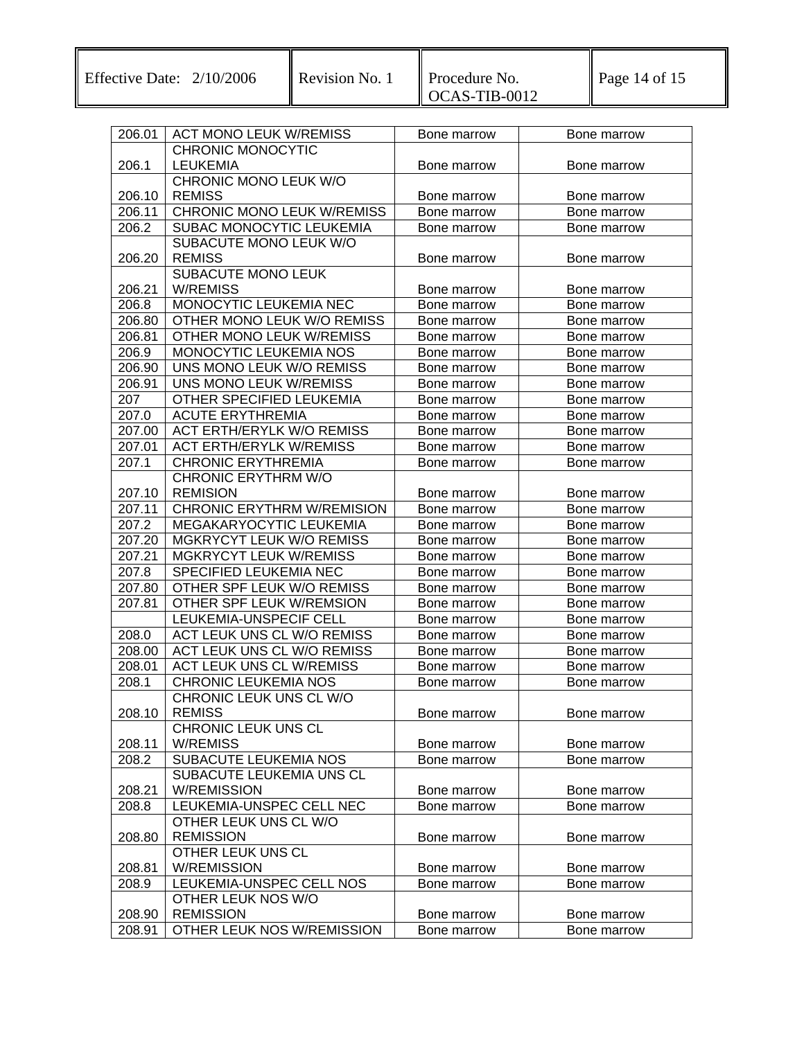| 206.01 | ACT MONO LEUK W/REMISS | Bone marrow | Bone marrow |
|---|---|---|---|
| 206.1 | CHRONIC MONOCYTIC LEUKEMIA | Bone marrow | Bone marrow |
| 206.10 | CHRONIC MONO LEUK W/O REMISS | Bone marrow | Bone marrow |
| 206.11 | CHRONIC MONO LEUK W/REMISS | Bone marrow | Bone marrow |
| 206.2 | SUBAC MONOCYTIC LEUKEMIA | Bone marrow | Bone marrow |
| 206.20 | SUBACUTE MONO LEUK W/O REMISS | Bone marrow | Bone marrow |
| 206.21 | SUBACUTE MONO LEUK W/REMISS | Bone marrow | Bone marrow |
| 206.8 | MONOCYTIC LEUKEMIA NEC | Bone marrow | Bone marrow |
| 206.80 | OTHER MONO LEUK W/O REMISS | Bone marrow | Bone marrow |
| 206.81 | OTHER MONO LEUK W/REMISS | Bone marrow | Bone marrow |
| 206.9 | MONOCYTIC LEUKEMIA NOS | Bone marrow | Bone marrow |
| 206.90 | UNS MONO LEUK W/O REMISS | Bone marrow | Bone marrow |
| 206.91 | UNS MONO LEUK W/REMISS | Bone marrow | Bone marrow |
| 207 | OTHER SPECIFIED LEUKEMIA | Bone marrow | Bone marrow |
| 207.0 | ACUTE ERYTHREMIA | Bone marrow | Bone marrow |
| 207.00 | ACT ERTH/ERYLK W/O REMISS | Bone marrow | Bone marrow |
| 207.01 | ACT ERTH/ERYLK W/REMISS | Bone marrow | Bone marrow |
| 207.1 | CHRONIC ERYTHREMIA | Bone marrow | Bone marrow |
| 207.10 | CHRONIC ERYTHRM W/O REMISION | Bone marrow | Bone marrow |
| 207.11 | CHRONIC ERYTHRM W/REMISION | Bone marrow | Bone marrow |
| 207.2 | MEGAKARYOCYTIC LEUKEMIA | Bone marrow | Bone marrow |
| 207.20 | MGKRYCYT LEUK W/O REMISS | Bone marrow | Bone marrow |
| 207.21 | MGKRYCYT LEUK W/REMISS | Bone marrow | Bone marrow |
| 207.8 | SPECIFIED LEUKEMIA NEC | Bone marrow | Bone marrow |
| 207.80 | OTHER SPF LEUK W/O REMISS | Bone marrow | Bone marrow |
| 207.81 | OTHER SPF LEUK W/REMSION | Bone marrow | Bone marrow |
| | LEUKEMIA-UNSPECIF CELL | Bone marrow | Bone marrow |
| 208.0 | ACT LEUK UNS CL W/O REMISS | Bone marrow | Bone marrow |
| 208.00 | ACT LEUK UNS CL W/O REMISS | Bone marrow | Bone marrow |
| 208.01 | ACT LEUK UNS CL W/REMISS | Bone marrow | Bone marrow |
| 208.1 | CHRONIC LEUKEMIA NOS | Bone marrow | Bone marrow |
| 208.10 | CHRONIC LEUK UNS CL W/O REMISS | Bone marrow | Bone marrow |
| 208.11 | CHRONIC LEUK UNS CL W/REMISS | Bone marrow | Bone marrow |
| 208.2 | SUBACUTE LEUKEMIA NOS | Bone marrow | Bone marrow |
| 208.21 | SUBACUTE LEUKEMIA UNS CL W/REMISSION | Bone marrow | Bone marrow |
| 208.8 | LEUKEMIA-UNSPEC CELL NEC | Bone marrow | Bone marrow |
| 208.80 | OTHER LEUK UNS CL W/O REMISSION | Bone marrow | Bone marrow |
| 208.81 | OTHER LEUK UNS CL W/REMISSION | Bone marrow | Bone marrow |
| 208.9 | LEUKEMIA-UNSPEC CELL NOS | Bone marrow | Bone marrow |
| 208.90 | OTHER LEUK NOS W/O REMISSION | Bone marrow | Bone marrow |
| 208.91 | OTHER LEUK NOS W/REMISSION | Bone marrow | Bone marrow |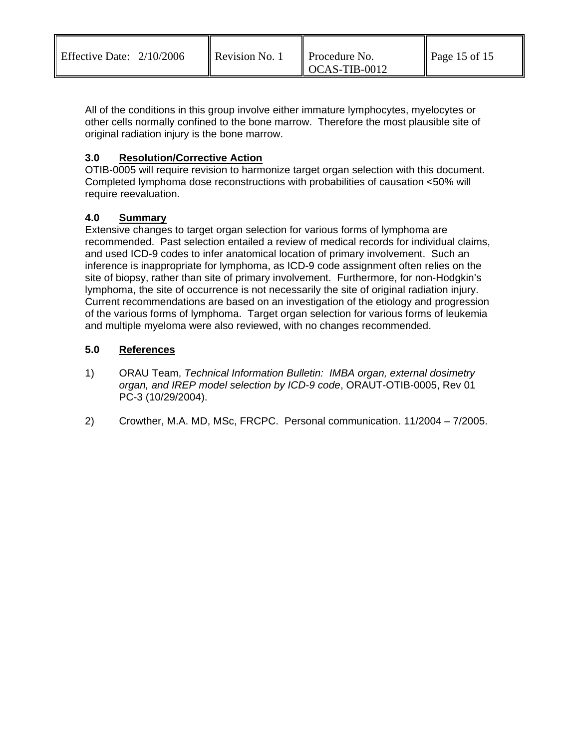All of the conditions in this group involve either immature lymphocytes, myelocytes or other cells normally confined to the bone marrow. Therefore the most plausible site of original radiation injury is the bone marrow.

## 3.0 Resolution/Corrective Action

OTIB-0005 will require revision to harmonize target organ selection with this document. Completed lymphoma dose reconstructions with probabilities of causation <50% will require reevaluation.

## 4.0 Summary

Extensive changes to target organ selection for various forms of lymphoma are recommended. Past selection entailed a review of medical records for individual claims, and used ICD-9 codes to infer anatomical location of primary involvement. Such an inference is inappropriate for lymphoma, as ICD-9 code assignment often relies on the site of biopsy, rather than site of primary involvement. Furthermore, for non-Hodgkin's lymphoma, the site of occurrence is not necessarily the site of original radiation injury. Current recommendations are based on an investigation of the etiology and progression of the various forms of lymphoma. Target organ selection for various forms of leukemia and multiple myeloma were also reviewed, with no changes recommended.

## 5.0 References

1) ORAU Team, *Technical Information Bulletin: IMBA organ, external dosimetry organ, and IREP model selection by ICD-9 code*, ORAUT-OTIB-0005, Rev 01 PC-3 (10/29/2004).

2) Crowther, M.A. MD, MSc, FRCPC. Personal communication. 11/2004 – 7/2005.